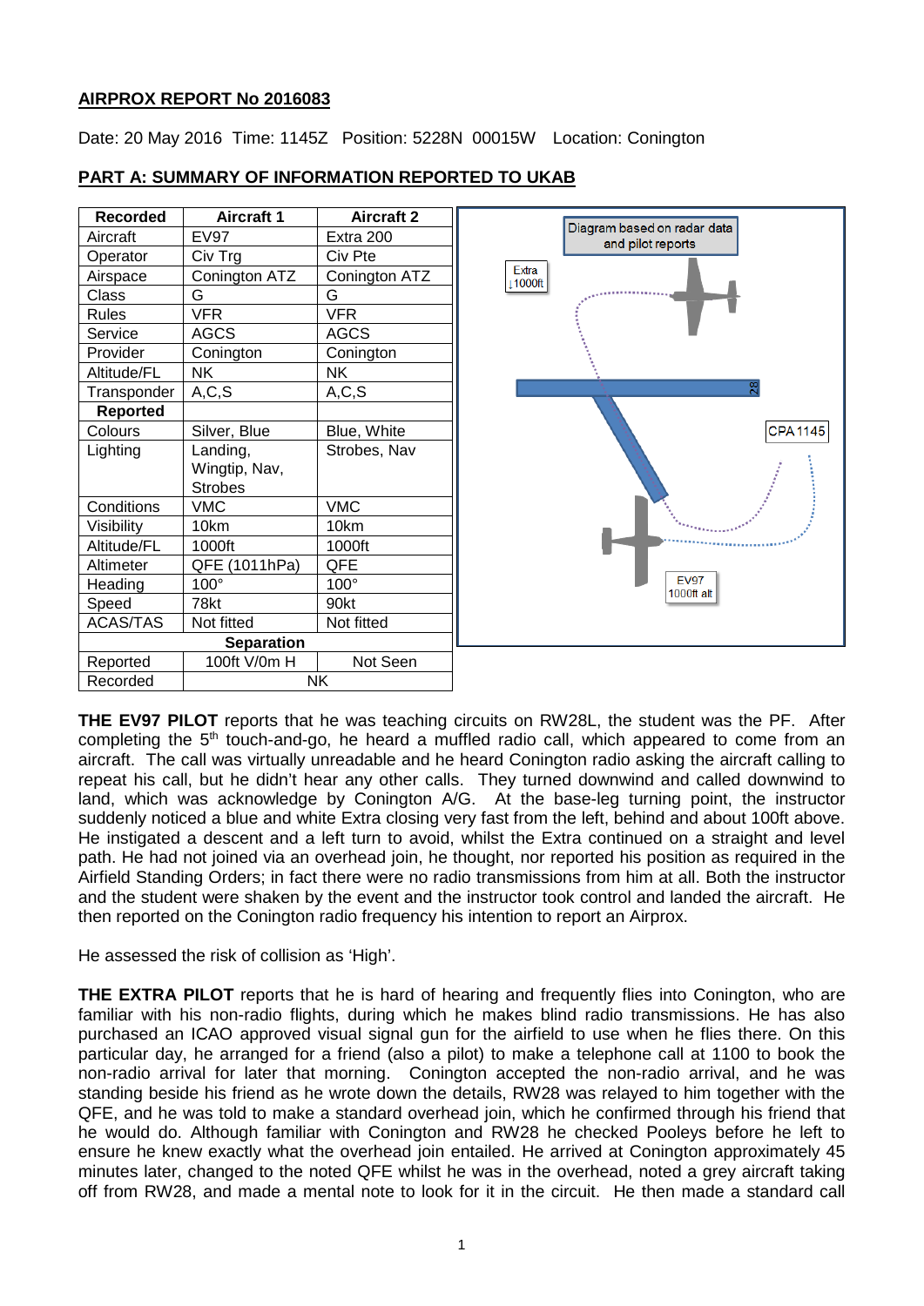**AIRPROX REPORT No 2016083**

Date: 20 May 2016 Time: 1145Z Position: 5228N 00015W Location: Conington

**PART A: SUMMARY OF INFORMATION REPORTED TO UKAB**

| Recorded | Aircraft 1 | Aircraft 2 |
|---|---|---|
| Aircraft | EV97 | Extra 200 |
| Operator | Civ Trg | Civ Pte |
| Airspace | Conington ATZ | Conington ATZ |
| Class | G | G |
| Rules | VFR | VFR |
| Service | AGCS | AGCS |
| Provider | Conington | Conington |
| Altitude/FL | NK | NK |
| Transponder | A,C,S | A,C,S |
| **Reported** | | |
| Colours | Silver, Blue | Blue, White |
| Lighting | Landing, Wingtip, Nav, Strobes | Strobes, Nav |
| Conditions | VMC | VMC |
| Visibility | 10km | 10km |
| Altitude/FL | 1000ft | 1000ft |
| Altimeter | QFE (1011hPa) | QFE |
| Heading | 100° | 100° |
| Speed | 78kt | 90kt |
| ACAS/TAS | Not fitted | Not fitted |
| **Separation** | | |
| Reported | 100ft V/0m H | Not Seen |
| Recorded | NK | |

Diagram based on radar data and pilot reports

**THE EV97 PILOT** reports that he was teaching circuits on RW28L, the student was the PF. After completing the 5th touch-and-go, he heard a muffled radio call, which appeared to come from an aircraft. The call was virtually unreadable and he heard Conington radio asking the aircraft calling to repeat his call, but he didn't hear any other calls. They turned downwind and called downwind to land, which was acknowledge by Conington A/G. At the base-leg turning point, the instructor suddenly noticed a blue and white Extra closing very fast from the left, behind and about 100ft above. He instigated a descent and a left turn to avoid, whilst the Extra continued on a straight and level path. He had not joined via an overhead join, he thought, nor reported his position as required in the Airfield Standing Orders; in fact there were no radio transmissions from him at all. Both the instructor and the student were shaken by the event and the instructor took control and landed the aircraft. He then reported on the Conington radio frequency his intention to report an Airprox.

He assessed the risk of collision as 'High'.

**THE EXTRA PILOT** reports that he is hard of hearing and frequently flies into Conington, who are familiar with his non-radio flights, during which he makes blind radio transmissions. He has also purchased an ICAO approved visual signal gun for the airfield to use when he flies there. On this particular day, he arranged for a friend (also a pilot) to make a telephone call at 1100 to book the non-radio arrival for later that morning. Conington accepted the non-radio arrival, and he was standing beside his friend as he wrote down the details, RW28 was relayed to him together with the QFE, and he was told to make a standard overhead join, which he confirmed through his friend that he would do. Although familiar with Conington and RW28 he checked Pooleys before he left to ensure he knew exactly what the overhead join entailed. He arrived at Conington approximately 45 minutes later, changed to the noted QFE whilst he was in the overhead, noted a grey aircraft taking off from RW28, and made a mental note to look for it in the circuit. He then made a standard call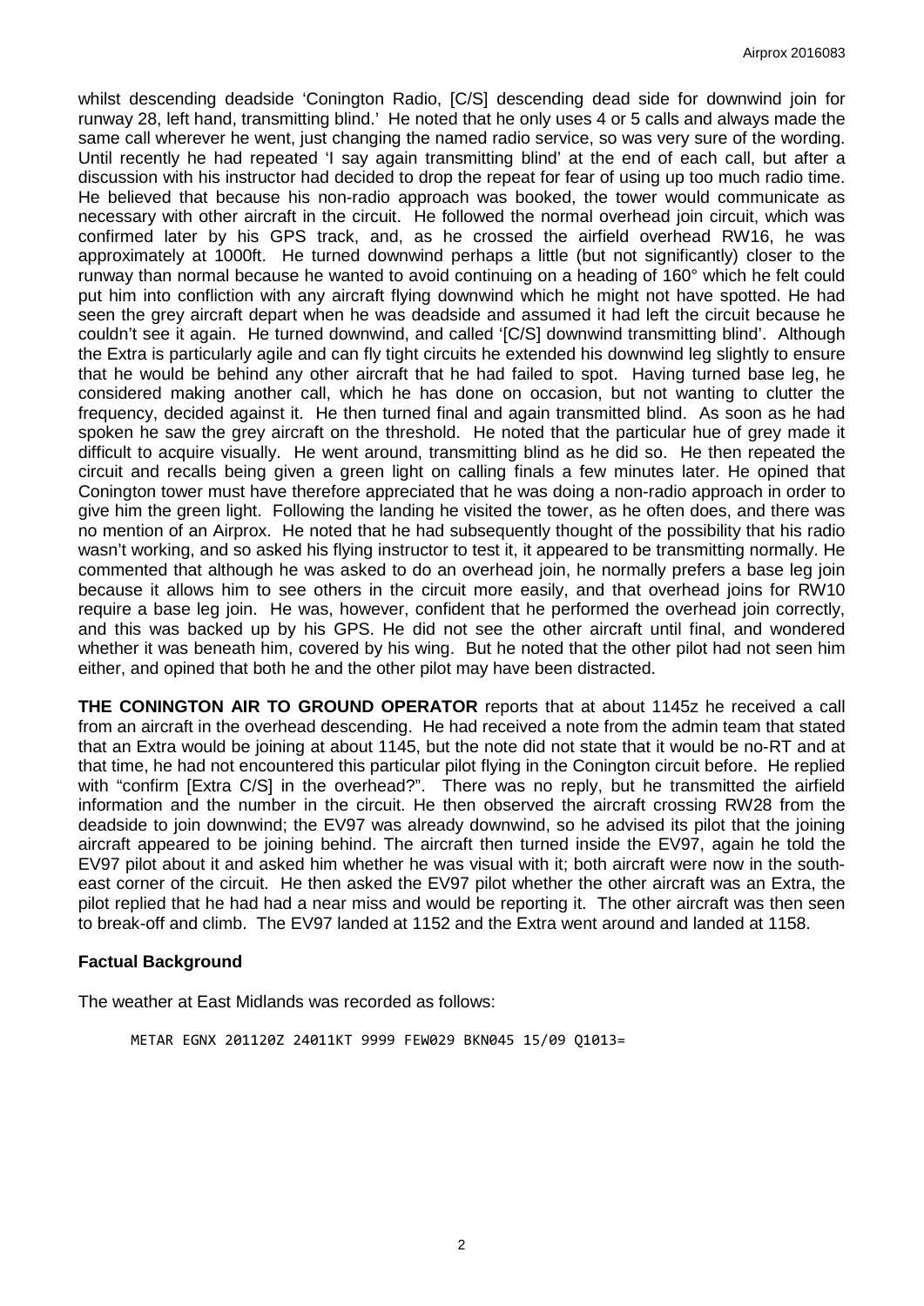whilst descending deadside 'Conington Radio, [C/S] descending dead side for downwind join for runway 28, left hand, transmitting blind.' He noted that he only uses 4 or 5 calls and always made the same call wherever he went, just changing the named radio service, so was very sure of the wording. Until recently he had repeated 'I say again transmitting blind' at the end of each call, but after a discussion with his instructor had decided to drop the repeat for fear of using up too much radio time. He believed that because his non-radio approach was booked, the tower would communicate as necessary with other aircraft in the circuit. He followed the normal overhead join circuit, which was confirmed later by his GPS track, and, as he crossed the airfield overhead RW16, he was approximately at 1000ft. He turned downwind perhaps a little (but not significantly) closer to the runway than normal because he wanted to avoid continuing on a heading of 160° which he felt could put him into confliction with any aircraft flying downwind which he might not have spotted. He had seen the grey aircraft depart when he was deadside and assumed it had left the circuit because he couldn't see it again. He turned downwind, and called '[C/S] downwind transmitting blind'. Although the Extra is particularly agile and can fly tight circuits he extended his downwind leg slightly to ensure that he would be behind any other aircraft that he had failed to spot. Having turned base leg, he considered making another call, which he has done on occasion, but not wanting to clutter the frequency, decided against it. He then turned final and again transmitted blind. As soon as he had spoken he saw the grey aircraft on the threshold. He noted that the particular hue of grey made it difficult to acquire visually. He went around, transmitting blind as he did so. He then repeated the circuit and recalls being given a green light on calling finals a few minutes later. He opined that Conington tower must have therefore appreciated that he was doing a non-radio approach in order to give him the green light. Following the landing he visited the tower, as he often does, and there was no mention of an Airprox. He noted that he had subsequently thought of the possibility that his radio wasn't working, and so asked his flying instructor to test it, it appeared to be transmitting normally. He commented that although he was asked to do an overhead join, he normally prefers a base leg join because it allows him to see others in the circuit more easily, and that overhead joins for RW10 require a base leg join. He was, however, confident that he performed the overhead join correctly, and this was backed up by his GPS. He did not see the other aircraft until final, and wondered whether it was beneath him, covered by his wing. But he noted that the other pilot had not seen him either, and opined that both he and the other pilot may have been distracted.

**THE CONINGTON AIR TO GROUND OPERATOR** reports that at about 1145z he received a call from an aircraft in the overhead descending. He had received a note from the admin team that stated that an Extra would be joining at about 1145, but the note did not state that it would be no-RT and at that time, he had not encountered this particular pilot flying in the Conington circuit before. He replied with "confirm [Extra C/S] in the overhead?". There was no reply, but he transmitted the airfield information and the number in the circuit. He then observed the aircraft crossing RW28 from the deadside to join downwind; the EV97 was already downwind, so he advised its pilot that the joining aircraft appeared to be joining behind. The aircraft then turned inside the EV97, again he told the EV97 pilot about it and asked him whether he was visual with it; both aircraft were now in the south-east corner of the circuit. He then asked the EV97 pilot whether the other aircraft was an Extra, the pilot replied that he had had a near miss and would be reporting it. The other aircraft was then seen to break-off and climb. The EV97 landed at 1152 and the Extra went around and landed at 1158.

## Factual Background

The weather at East Midlands was recorded as follows:

```
METAR EGNX 201120Z 24011KT 9999 FEW029 BKN045 15/09 Q1013=
```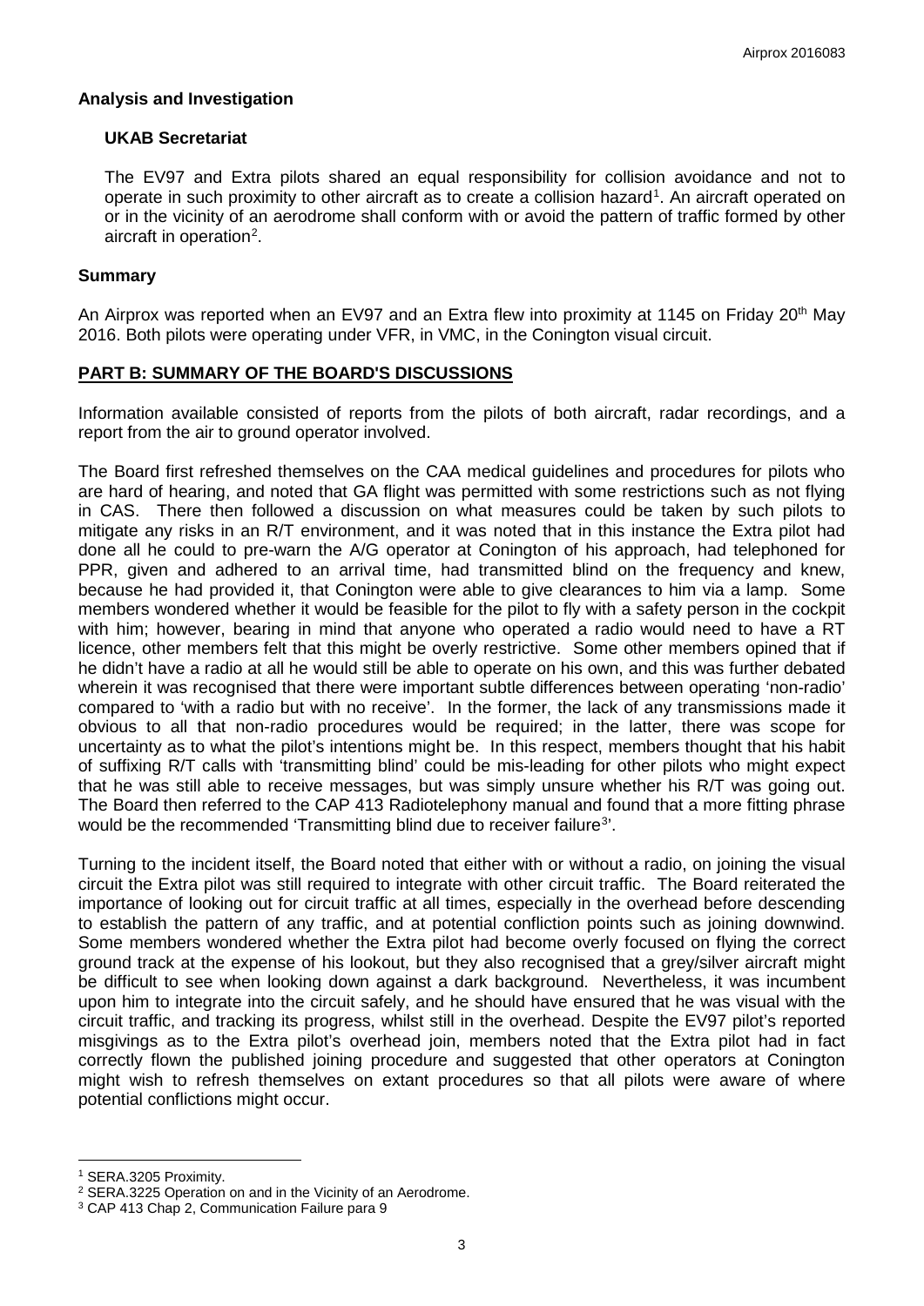### Analysis and Investigation

#### UKAB Secretariat

The EV97 and Extra pilots shared an equal responsibility for collision avoidance and not to operate in such proximity to other aircraft as to create a collision hazard[1]. An aircraft operated on or in the vicinity of an aerodrome shall conform with or avoid the pattern of traffic formed by other aircraft in operation[2].

### Summary

An Airprox was reported when an EV97 and an Extra flew into proximity at 1145 on Friday 20th May 2016. Both pilots were operating under VFR, in VMC, in the Conington visual circuit.

## PART B: SUMMARY OF THE BOARD'S DISCUSSIONS

Information available consisted of reports from the pilots of both aircraft, radar recordings, and a report from the air to ground operator involved.

The Board first refreshed themselves on the CAA medical guidelines and procedures for pilots who are hard of hearing, and noted that GA flight was permitted with some restrictions such as not flying in CAS. There then followed a discussion on what measures could be taken by such pilots to mitigate any risks in an R/T environment, and it was noted that in this instance the Extra pilot had done all he could to pre-warn the A/G operator at Conington of his approach, had telephoned for PPR, given and adhered to an arrival time, had transmitted blind on the frequency and knew, because he had provided it, that Conington were able to give clearances to him via a lamp. Some members wondered whether it would be feasible for the pilot to fly with a safety person in the cockpit with him; however, bearing in mind that anyone who operated a radio would need to have a RT licence, other members felt that this might be overly restrictive. Some other members opined that if he didn't have a radio at all he would still be able to operate on his own, and this was further debated wherein it was recognised that there were important subtle differences between operating 'non-radio' compared to 'with a radio but with no receive'. In the former, the lack of any transmissions made it obvious to all that non-radio procedures would be required; in the latter, there was scope for uncertainty as to what the pilot's intentions might be. In this respect, members thought that his habit of suffixing R/T calls with 'transmitting blind' could be mis-leading for other pilots who might expect that he was still able to receive messages, but was simply unsure whether his R/T was going out. The Board then referred to the CAP 413 Radiotelephony manual and found that a more fitting phrase would be the recommended 'Transmitting blind due to receiver failure[3]'.

Turning to the incident itself, the Board noted that either with or without a radio, on joining the visual circuit the Extra pilot was still required to integrate with other circuit traffic. The Board reiterated the importance of looking out for circuit traffic at all times, especially in the overhead before descending to establish the pattern of any traffic, and at potential confliction points such as joining downwind. Some members wondered whether the Extra pilot had become overly focused on flying the correct ground track at the expense of his lookout, but they also recognised that a grey/silver aircraft might be difficult to see when looking down against a dark background. Nevertheless, it was incumbent upon him to integrate into the circuit safely, and he should have ensured that he was visual with the circuit traffic, and tracking its progress, whilst still in the overhead. Despite the EV97 pilot's reported misgivings as to the Extra pilot's overhead join, members noted that the Extra pilot had in fact correctly flown the published joining procedure and suggested that other operators at Conington might wish to refresh themselves on extant procedures so that all pilots were aware of where potential conflictions might occur.

---

[1] SERA.3205 Proximity.

[2] SERA.3225 Operation on and in the Vicinity of an Aerodrome.

[3] CAP 413 Chap 2, Communication Failure para 9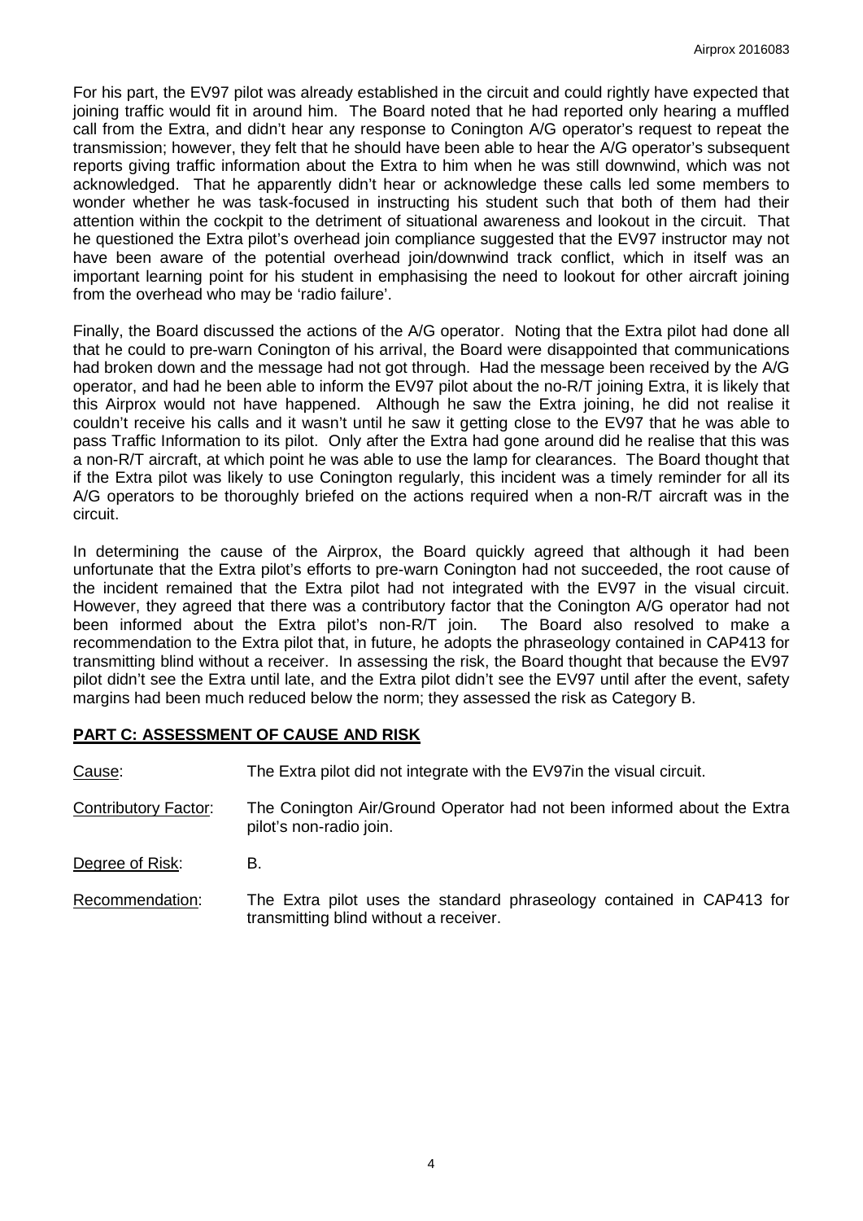For his part, the EV97 pilot was already established in the circuit and could rightly have expected that joining traffic would fit in around him. The Board noted that he had reported only hearing a muffled call from the Extra, and didn't hear any response to Conington A/G operator's request to repeat the transmission; however, they felt that he should have been able to hear the A/G operator's subsequent reports giving traffic information about the Extra to him when he was still downwind, which was not acknowledged. That he apparently didn't hear or acknowledge these calls led some members to wonder whether he was task-focused in instructing his student such that both of them had their attention within the cockpit to the detriment of situational awareness and lookout in the circuit. That he questioned the Extra pilot's overhead join compliance suggested that the EV97 instructor may not have been aware of the potential overhead join/downwind track conflict, which in itself was an important learning point for his student in emphasising the need to lookout for other aircraft joining from the overhead who may be 'radio failure'.

Finally, the Board discussed the actions of the A/G operator. Noting that the Extra pilot had done all that he could to pre-warn Conington of his arrival, the Board were disappointed that communications had broken down and the message had not got through. Had the message been received by the A/G operator, and had he been able to inform the EV97 pilot about the no-R/T joining Extra, it is likely that this Airprox would not have happened. Although he saw the Extra joining, he did not realise it couldn't receive his calls and it wasn't until he saw it getting close to the EV97 that he was able to pass Traffic Information to its pilot. Only after the Extra had gone around did he realise that this was a non-R/T aircraft, at which point he was able to use the lamp for clearances. The Board thought that if the Extra pilot was likely to use Conington regularly, this incident was a timely reminder for all its A/G operators to be thoroughly briefed on the actions required when a non-R/T aircraft was in the circuit.

In determining the cause of the Airprox, the Board quickly agreed that although it had been unfortunate that the Extra pilot's efforts to pre-warn Conington had not succeeded, the root cause of the incident remained that the Extra pilot had not integrated with the EV97 in the visual circuit. However, they agreed that there was a contributory factor that the Conington A/G operator had not been informed about the Extra pilot's non-R/T join. The Board also resolved to make a recommendation to the Extra pilot that, in future, he adopts the phraseology contained in CAP413 for transmitting blind without a receiver. In assessing the risk, the Board thought that because the EV97 pilot didn't see the Extra until late, and the Extra pilot didn't see the EV97 until after the event, safety margins had been much reduced below the norm; they assessed the risk as Category B.

## PART C: ASSESSMENT OF CAUSE AND RISK

Cause: The Extra pilot did not integrate with the EV97in the visual circuit.

Contributory Factor: The Conington Air/Ground Operator had not been informed about the Extra pilot's non-radio join.

Degree of Risk: B.

Recommendation: The Extra pilot uses the standard phraseology contained in CAP413 for transmitting blind without a receiver.